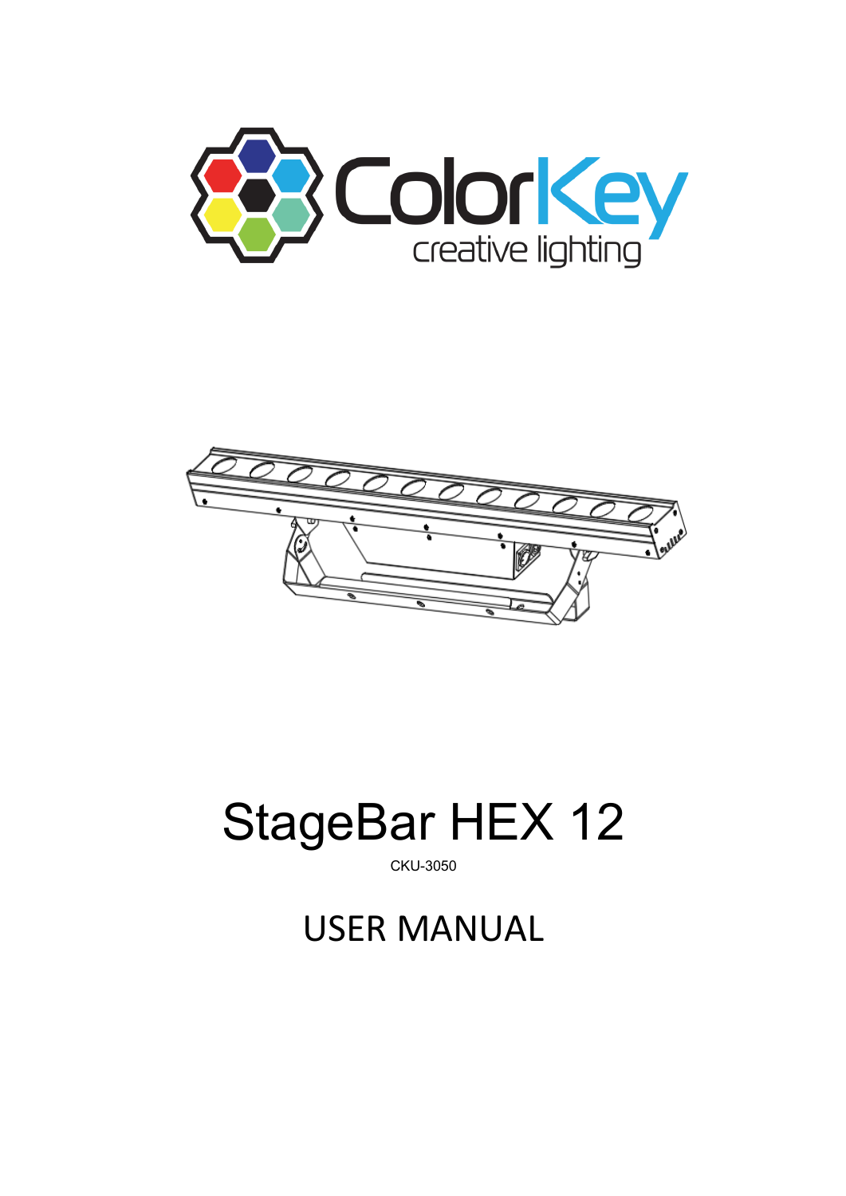# StageBar HEX 12

CKU-3050

## USER MANUAL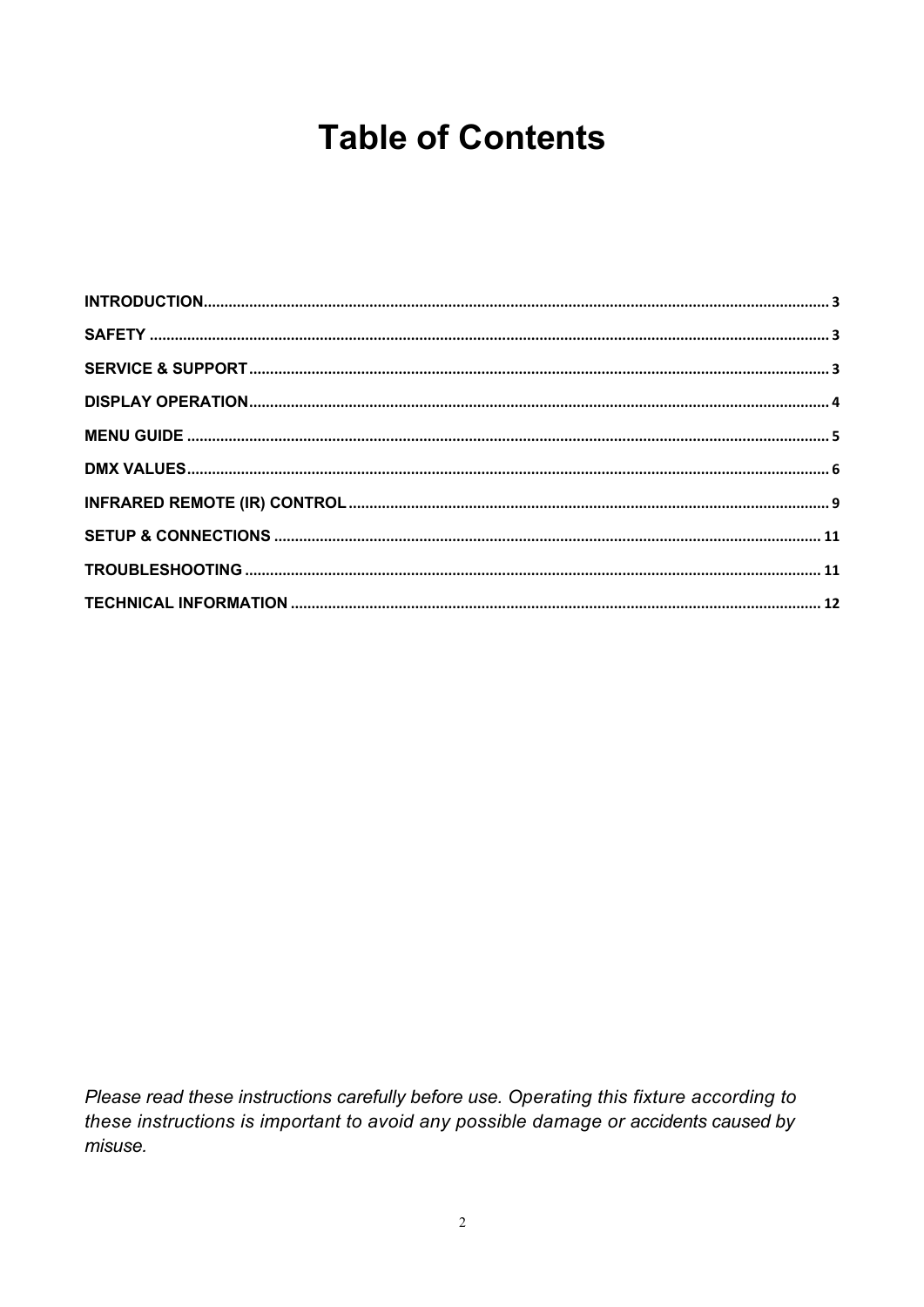# Table of Contents

**INTRODUCTION**...................................................................................................................................... 3

**SAFETY** ................................................................................................................................................. 3

**SERVICE & SUPPORT**............................................................................................................................ 3

**DISPLAY OPERATION**........................................................................................................................... 4

**MENU GUIDE** ......................................................................................................................................... 5

**DMX VALUES**......................................................................................................................................... 6

**INFRARED REMOTE (IR) CONTROL**..................................................................................................... 9

**SETUP & CONNECTIONS** ..................................................................................................................... 11

**TROUBLESHOOTING** ............................................................................................................................ 11

**TECHNICAL INFORMATION** ................................................................................................................ 12

*Please read these instructions carefully before use. Operating this fixture according to these instructions is important to avoid any possible damage or accidents caused by misuse.*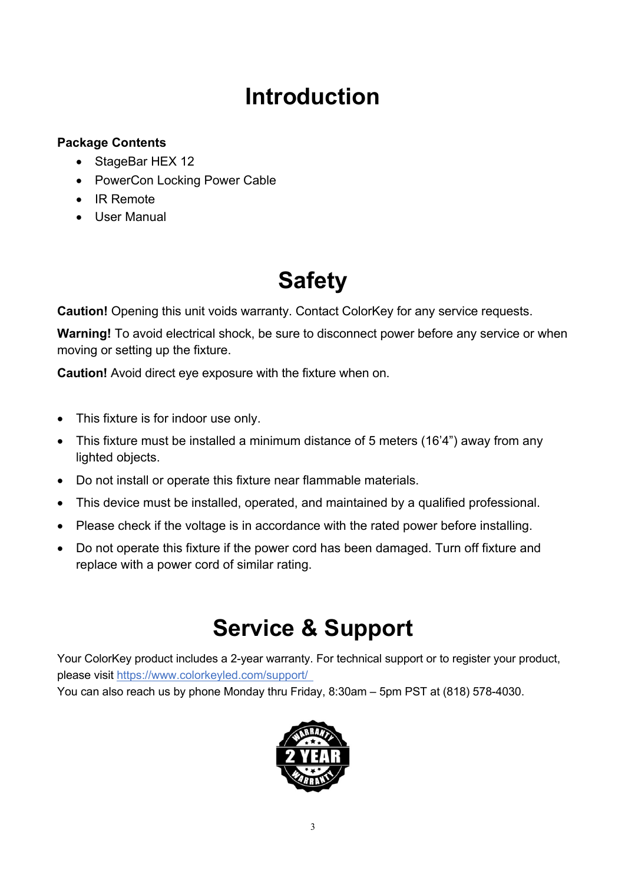# Introduction

**Package Contents**

- StageBar HEX 12
- PowerCon Locking Power Cable
- IR Remote
- User Manual

# Safety

**Caution!** Opening this unit voids warranty. Contact ColorKey for any service requests.

**Warning!** To avoid electrical shock, be sure to disconnect power before any service or when moving or setting up the fixture.

**Caution!** Avoid direct eye exposure with the fixture when on.

- This fixture is for indoor use only.
- This fixture must be installed a minimum distance of 5 meters (16'4") away from any lighted objects.
- Do not install or operate this fixture near flammable materials.
- This device must be installed, operated, and maintained by a qualified professional.
- Please check if the voltage is in accordance with the rated power before installing.
- Do not operate this fixture if the power cord has been damaged. Turn off fixture and replace with a power cord of similar rating.

# Service & Support

Your ColorKey product includes a 2-year warranty. For technical support or to register your product, please visit [https://www.colorkeyled.com/support/](https://www.colorkeyled.com/support/)
You can also reach us by phone Monday thru Friday, 8:30am – 5pm PST at (818) 578-4030.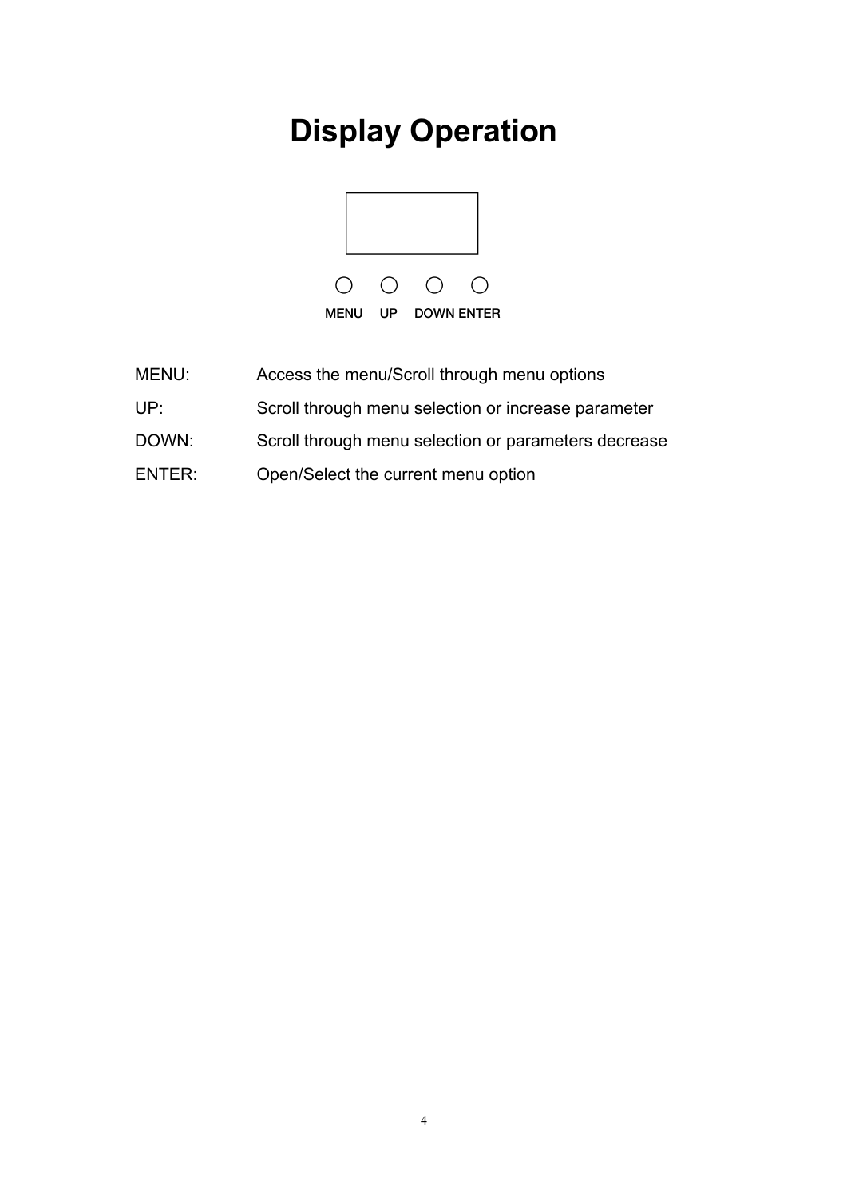# Display Operation

MENU UP DOWN ENTER

| | |
|---|---|
| MENU: | Access the menu/Scroll through menu options |
| UP: | Scroll through menu selection or increase parameter |
| DOWN: | Scroll through menu selection or parameters decrease |
| ENTER: | Open/Select the current menu option |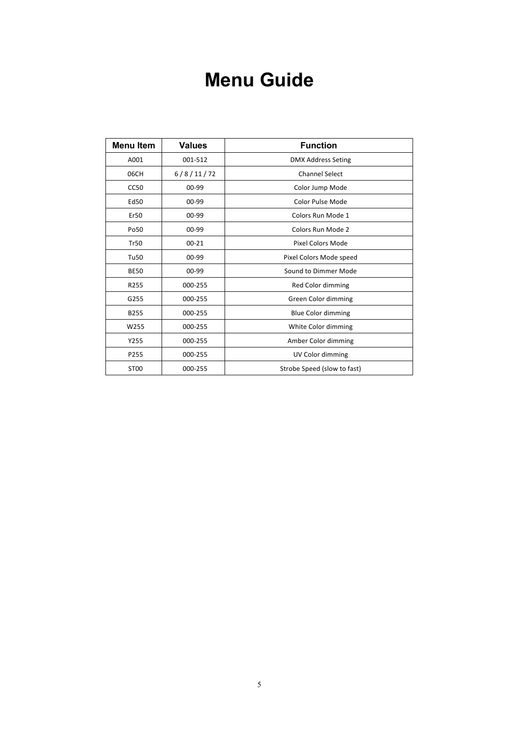# Menu Guide

| Menu Item | Values | Function |
|---|---|---|
| A001 | 001-512 | DMX Address Seting |
| 06CH | 6 / 8 / 11 / 72 | Channel Select |
| CC50 | 00-99 | Color Jump Mode |
| Ed50 | 00-99 | Color Pulse Mode |
| Er50 | 00-99 | Colors Run Mode 1 |
| Po50 | 00-99 | Colors Run Mode 2 |
| Tr50 | 00-21 | Pixel Colors Mode |
| Tu50 | 00-99 | Pixel Colors Mode speed |
| BE50 | 00-99 | Sound to Dimmer Mode |
| R255 | 000-255 | Red Color dimming |
| G255 | 000-255 | Green Color dimming |
| B255 | 000-255 | Blue Color dimming |
| W255 | 000-255 | White Color dimming |
| Y255 | 000-255 | Amber Color dimming |
| P255 | 000-255 | UV Color dimming |
| ST00 | 000-255 | Strobe Speed (slow to fast) |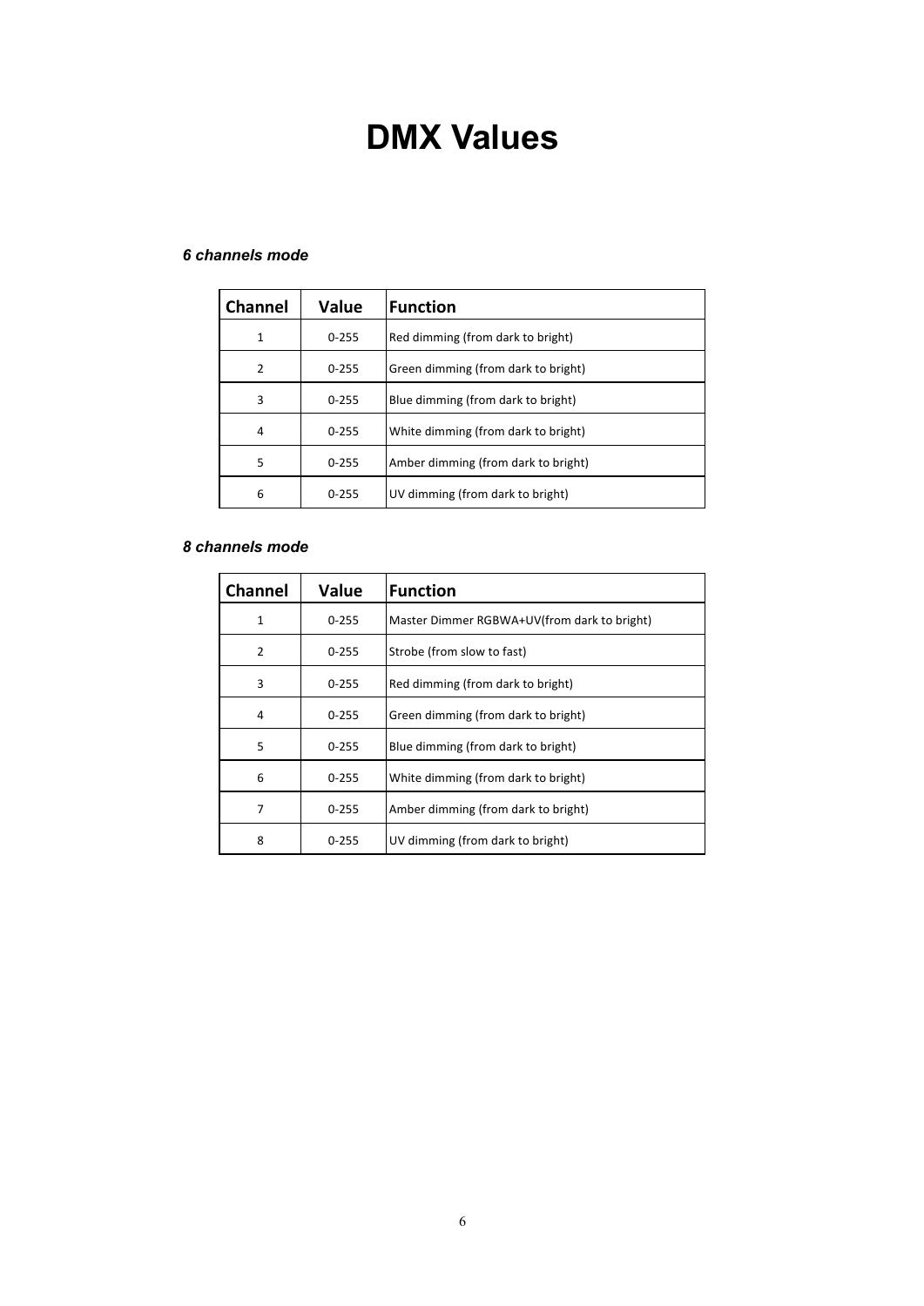# DMX Values

***6 channels mode***

| Channel | Value | Function |
|---|---|---|
| 1 | 0-255 | Red dimming (from dark to bright) |
| 2 | 0-255 | Green dimming (from dark to bright) |
| 3 | 0-255 | Blue dimming (from dark to bright) |
| 4 | 0-255 | White dimming (from dark to bright) |
| 5 | 0-255 | Amber dimming (from dark to bright) |
| 6 | 0-255 | UV dimming (from dark to bright) |

***8 channels mode***

| Channel | Value | Function |
|---|---|---|
| 1 | 0-255 | Master Dimmer RGBWA+UV(from dark to bright) |
| 2 | 0-255 | Strobe (from slow to fast) |
| 3 | 0-255 | Red dimming (from dark to bright) |
| 4 | 0-255 | Green dimming (from dark to bright) |
| 5 | 0-255 | Blue dimming (from dark to bright) |
| 6 | 0-255 | White dimming (from dark to bright) |
| 7 | 0-255 | Amber dimming (from dark to bright) |
| 8 | 0-255 | UV dimming (from dark to bright) |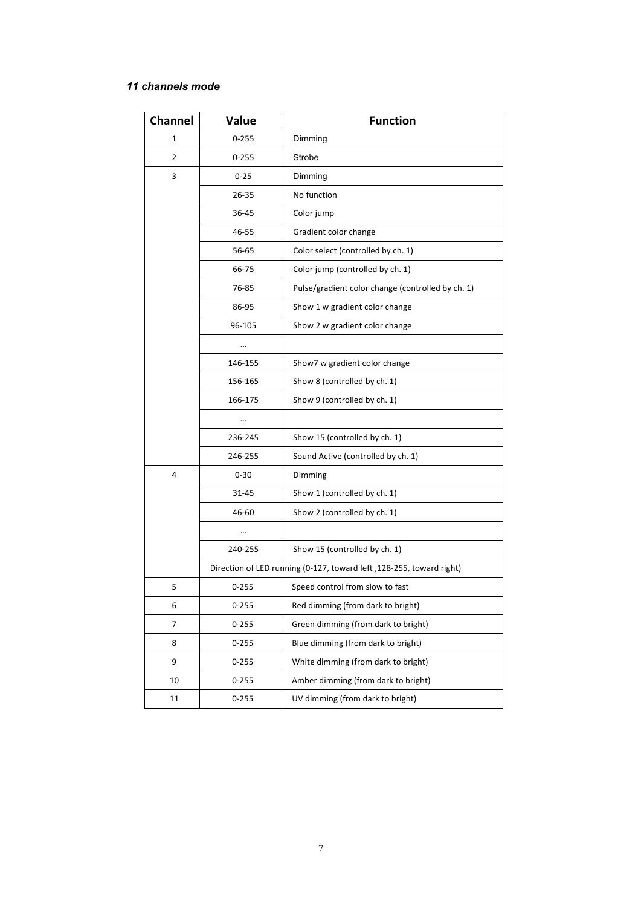*11 channels mode*

| Channel | Value | Function |
|---|---|---|
| 1 | 0-255 | Dimming |
| 2 | 0-255 | Strobe |
| 3 | 0-25 | Dimming |
| | 26-35 | No function |
| | 36-45 | Color jump |
| | 46-55 | Gradient color change |
| | 56-65 | Color select (controlled by ch. 1) |
| | 66-75 | Color jump (controlled by ch. 1) |
| | 76-85 | Pulse/gradient color change (controlled by ch. 1) |
| | 86-95 | Show 1 w gradient color change |
| | 96-105 | Show 2 w gradient color change |
| | … | |
| | 146-155 | Show7 w gradient color change |
| | 156-165 | Show 8 (controlled by ch. 1) |
| | 166-175 | Show 9 (controlled by ch. 1) |
| | … | |
| | 236-245 | Show 15 (controlled by ch. 1) |
| | 246-255 | Sound Active (controlled by ch. 1) |
| 4 | 0-30 | Dimming |
| | 31-45 | Show 1 (controlled by ch. 1) |
| | 46-60 | Show 2 (controlled by ch. 1) |
| | … | |
| | 240-255 | Show 15 (controlled by ch. 1) |
| | Direction of LED running (0-127, toward left ,128-255, toward right) | |
| 5 | 0-255 | Speed control from slow to fast |
| 6 | 0-255 | Red dimming (from dark to bright) |
| 7 | 0-255 | Green dimming (from dark to bright) |
| 8 | 0-255 | Blue dimming (from dark to bright) |
| 9 | 0-255 | White dimming (from dark to bright) |
| 10 | 0-255 | Amber dimming (from dark to bright) |
| 11 | 0-255 | UV dimming (from dark to bright) |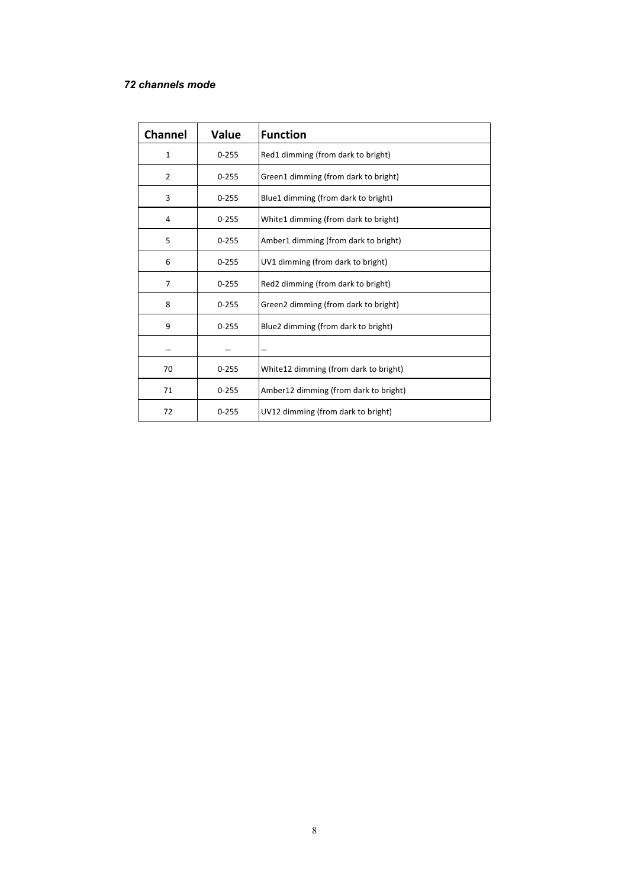*72 channels mode*

| Channel | Value | Function |
| --- | --- | --- |
| 1 | 0-255 | Red1 dimming (from dark to bright) |
| 2 | 0-255 | Green1 dimming (from dark to bright) |
| 3 | 0-255 | Blue1 dimming (from dark to bright) |
| 4 | 0-255 | White1 dimming (from dark to bright) |
| 5 | 0-255 | Amber1 dimming (from dark to bright) |
| 6 | 0-255 | UV1 dimming (from dark to bright) |
| 7 | 0-255 | Red2 dimming (from dark to bright) |
| 8 | 0-255 | Green2 dimming (from dark to bright) |
| 9 | 0-255 | Blue2 dimming (from dark to bright) |
| … | … | … |
| 70 | 0-255 | White12 dimming (from dark to bright) |
| 71 | 0-255 | Amber12 dimming (from dark to bright) |
| 72 | 0-255 | UV12 dimming (from dark to bright) |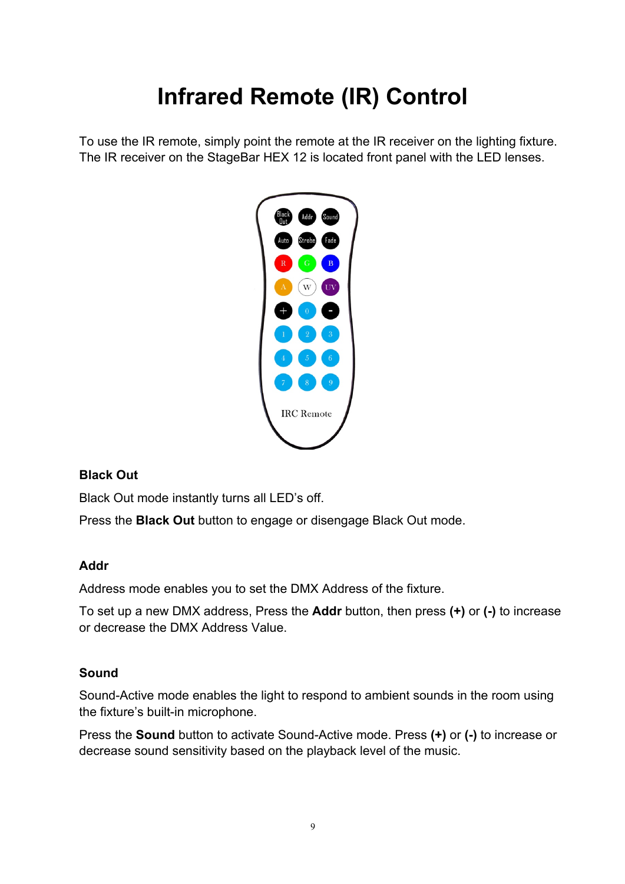# Infrared Remote (IR) Control

To use the IR remote, simply point the remote at the IR receiver on the lighting fixture. The IR receiver on the StageBar HEX 12 is located front panel with the LED lenses.

### Black Out

Black Out mode instantly turns all LED's off.

Press the **Black Out** button to engage or disengage Black Out mode.

### Addr

Address mode enables you to set the DMX Address of the fixture.

To set up a new DMX address, Press the **Addr** button, then press **(+)** or **(-)** to increase or decrease the DMX Address Value.

### Sound

Sound-Active mode enables the light to respond to ambient sounds in the room using the fixture's built-in microphone.

Press the **Sound** button to activate Sound-Active mode. Press **(+)** or **(-)** to increase or decrease sound sensitivity based on the playback level of the music.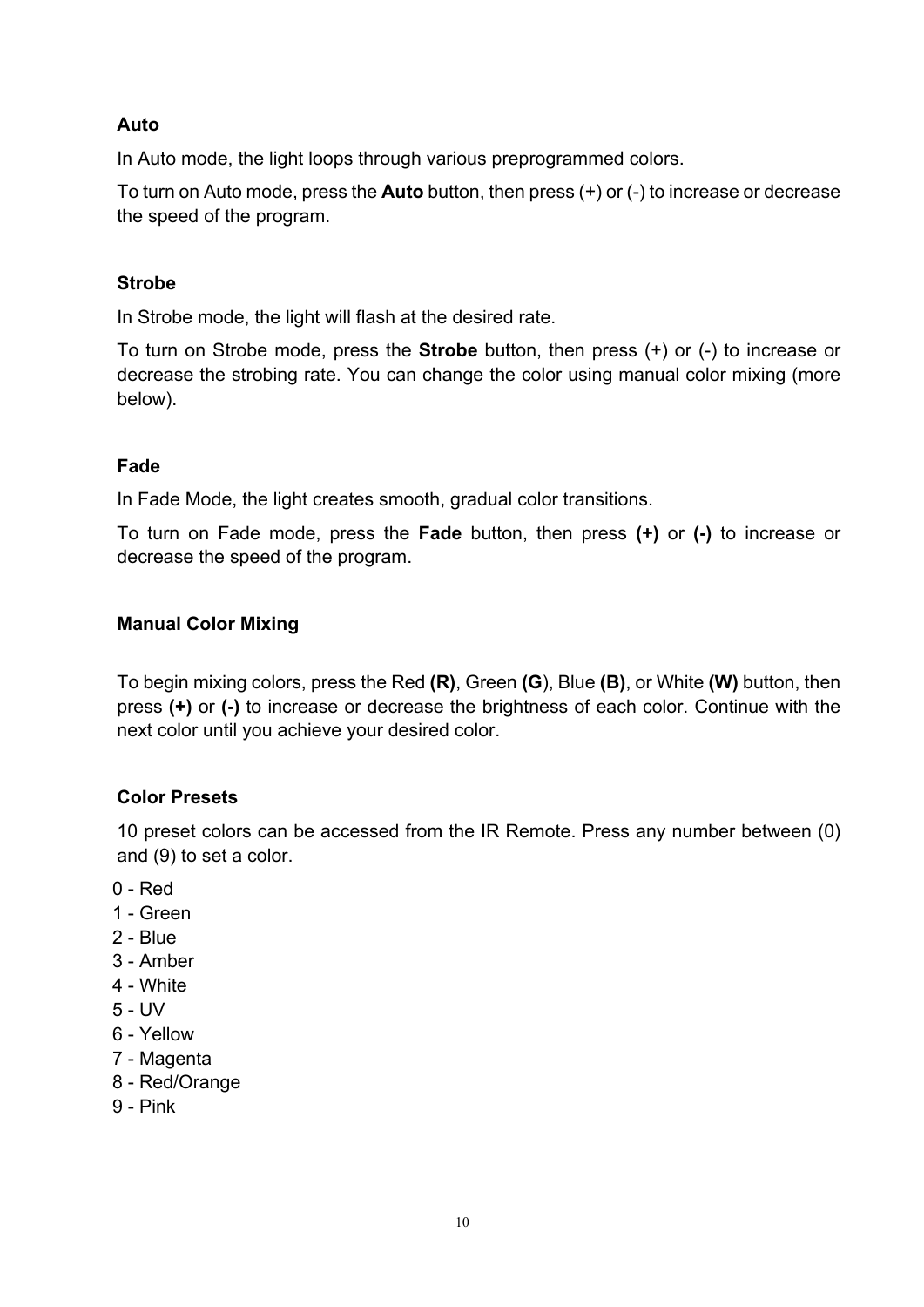### Auto

In Auto mode, the light loops through various preprogrammed colors.

To turn on Auto mode, press the **Auto** button, then press (+) or (-) to increase or decrease the speed of the program.

### Strobe

In Strobe mode, the light will flash at the desired rate.

To turn on Strobe mode, press the **Strobe** button, then press (+) or (-) to increase or decrease the strobing rate. You can change the color using manual color mixing (more below).

### Fade

In Fade Mode, the light creates smooth, gradual color transitions.

To turn on Fade mode, press the **Fade** button, then press **(+)** or **(-)** to increase or decrease the speed of the program.

### Manual Color Mixing

To begin mixing colors, press the Red **(R)**, Green **(G**), Blue **(B)**, or White **(W)** button, then press **(+)** or **(-)** to increase or decrease the brightness of each color. Continue with the next color until you achieve your desired color.

### Color Presets

10 preset colors can be accessed from the IR Remote. Press any number between (0) and (9) to set a color.

0 - Red
1 - Green
2 - Blue
3 - Amber
4 - White
5 - UV
6 - Yellow
7 - Magenta
8 - Red/Orange
9 - Pink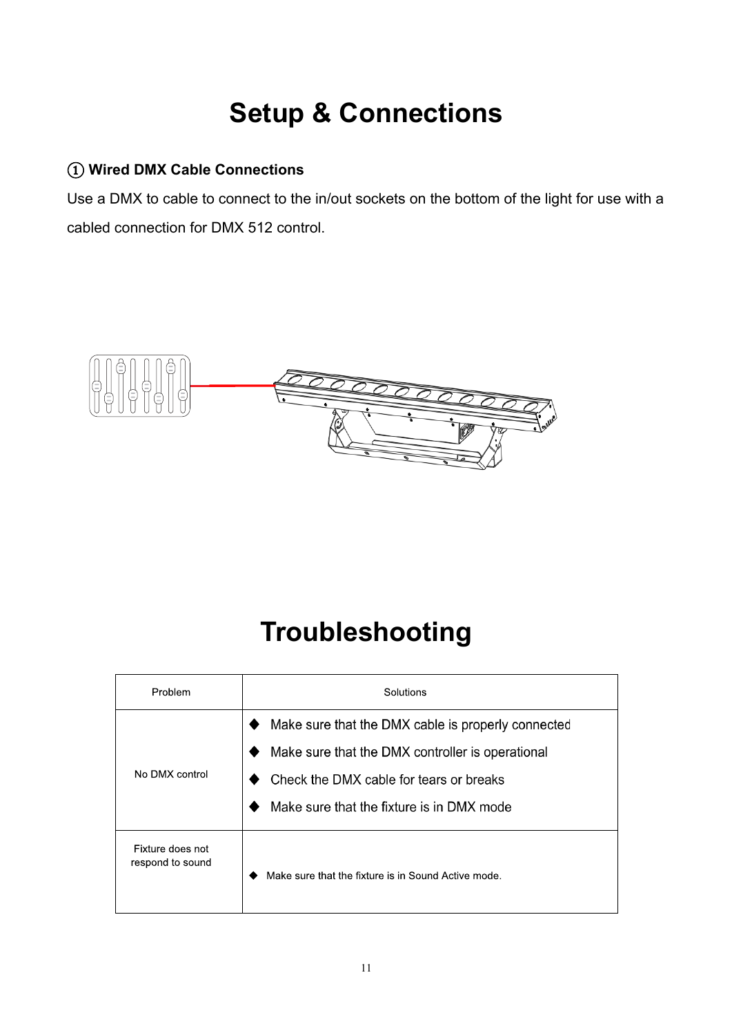# Setup & Connections

**① Wired DMX Cable Connections**

Use a DMX to cable to connect to the in/out sockets on the bottom of the light for use with a cabled connection for DMX 512 control.

# Troubleshooting

| Problem | Solutions |
|---|---|
| No DMX control | ◆ Make sure that the DMX cable is properly connected<br>◆ Make sure that the DMX controller is operational<br>◆ Check the DMX cable for tears or breaks<br>◆ Make sure that the fixture is in DMX mode |
| Fixture does not respond to sound | ◆ Make sure that the fixture is in Sound Active mode. |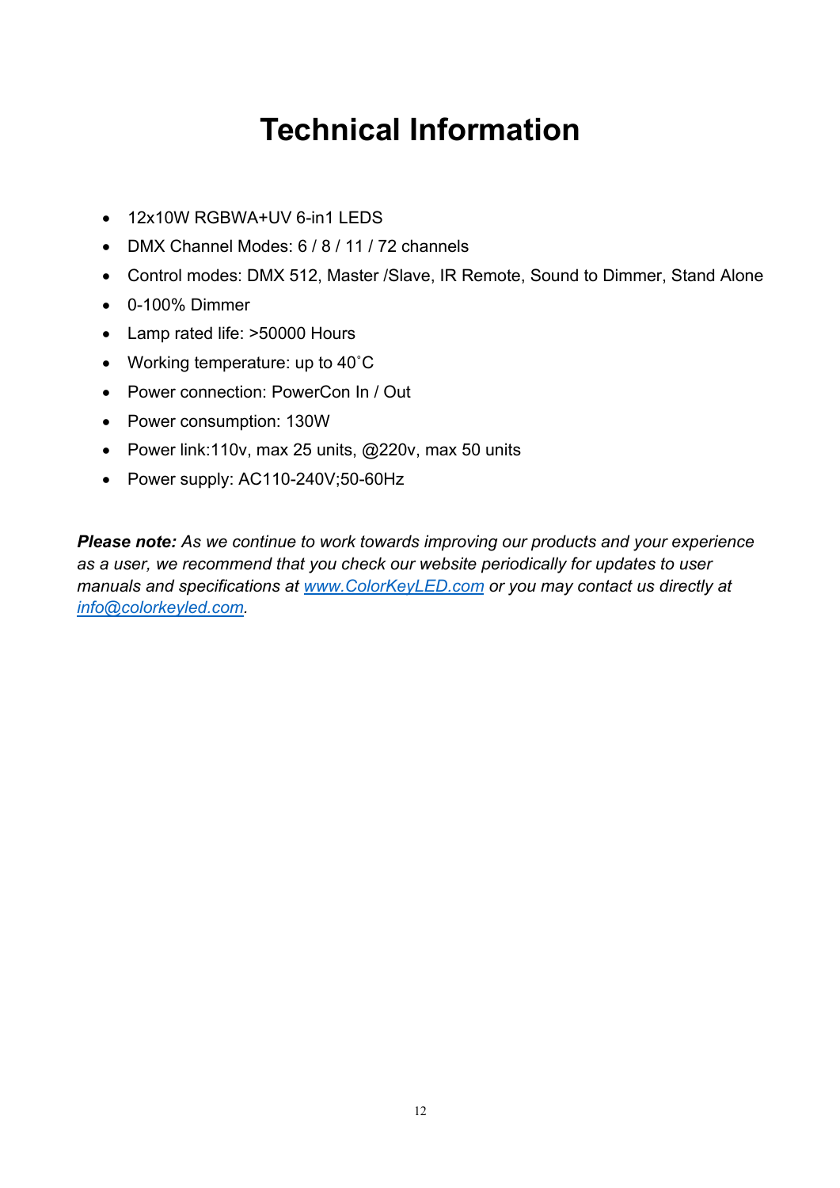# Technical Information

- 12x10W RGBWA+UV 6-in1 LEDS
- DMX Channel Modes: 6 / 8 / 11 / 72 channels
- Control modes: DMX 512, Master /Slave, IR Remote, Sound to Dimmer, Stand Alone
- 0-100% Dimmer
- Lamp rated life: >50000 Hours
- Working temperature: up to 40˚C
- Power connection: PowerCon In / Out
- Power consumption: 130W
- Power link:110v, max 25 units, @220v, max 50 units
- Power supply: AC110-240V;50-60Hz

***Please note:*** *As we continue to work towards improving our products and your experience as a user, we recommend that you check our website periodically for updates to user manuals and specifications at [www.ColorKeyLED.com](http://www.ColorKeyLED.com) or you may contact us directly at [info@colorkeyled.com](mailto:info@colorkeyled.com).*